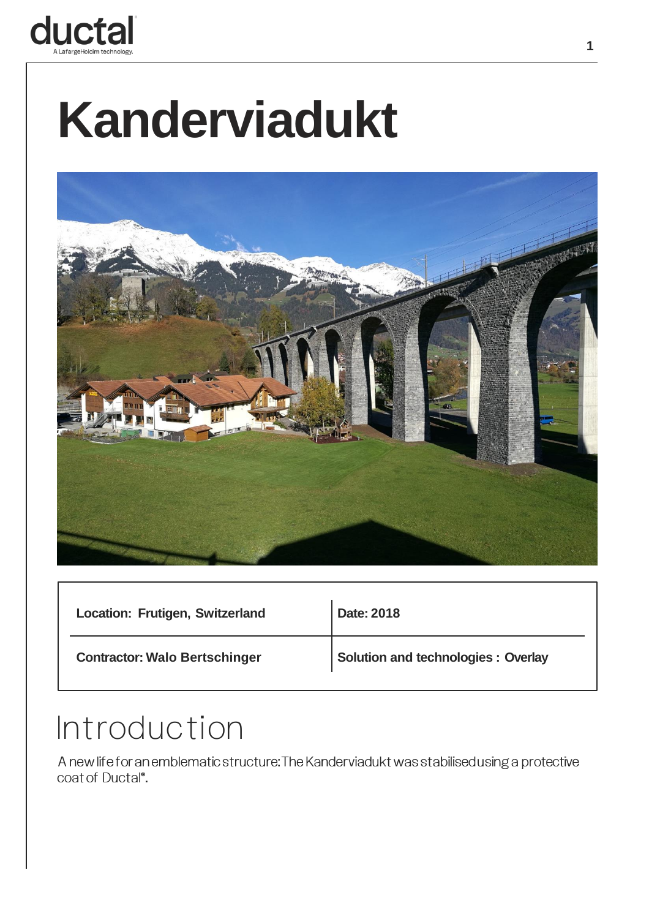# Kanderviadukt

| Location: Frutigen, Switzerland | Date: 2018 |
| --- | --- |
| Contractor: Walo Bertschinger | Solution and technologies : Overlay |

## Introduction

A new life for an emblematic structure: The Kanderviadukt was stabilised using a protective coat of Ductal®.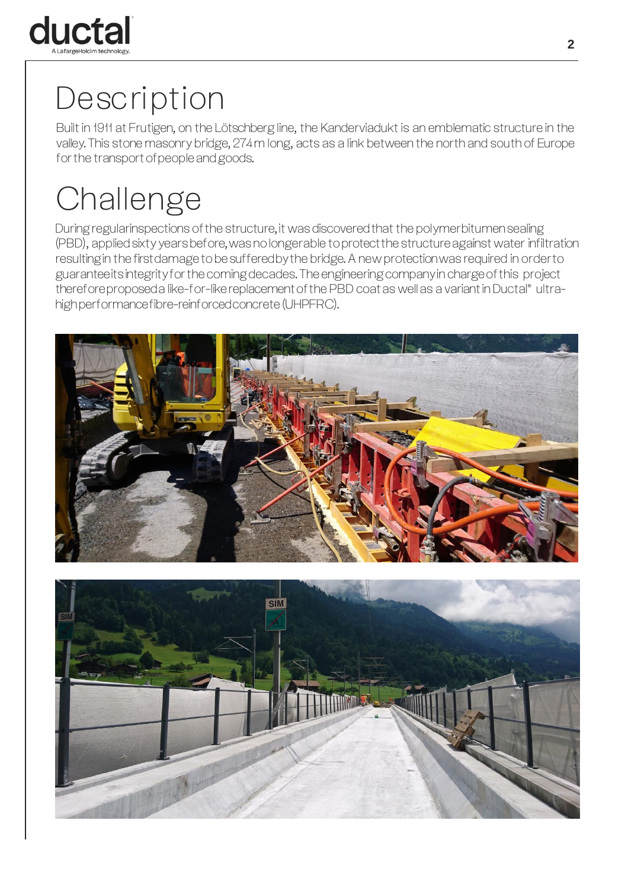# Description

Built in 1911 at Frutigen, on the Lötschberg line, the Kanderviadukt is an emblematic structure in the valley. This stone masonry bridge, 274 m long, acts as a link between the north and south of Europe for the transport of people and goods.

# Challenge

During regular inspections of the structure, it was discovered that the polymer bitumen sealing (PBD), applied sixty years before, was no longer able to protect the structure against water infiltration resulting in the first damage to be suffered by the bridge. A new protection was required in order to guarantee its integrity for the coming decades. The engineering company in charge of this project therefore proposed a like-for-like replacement of the PBD coat as well as a variant in Ductal® ultra-high performance fibre-reinforced concrete (UHPFRC).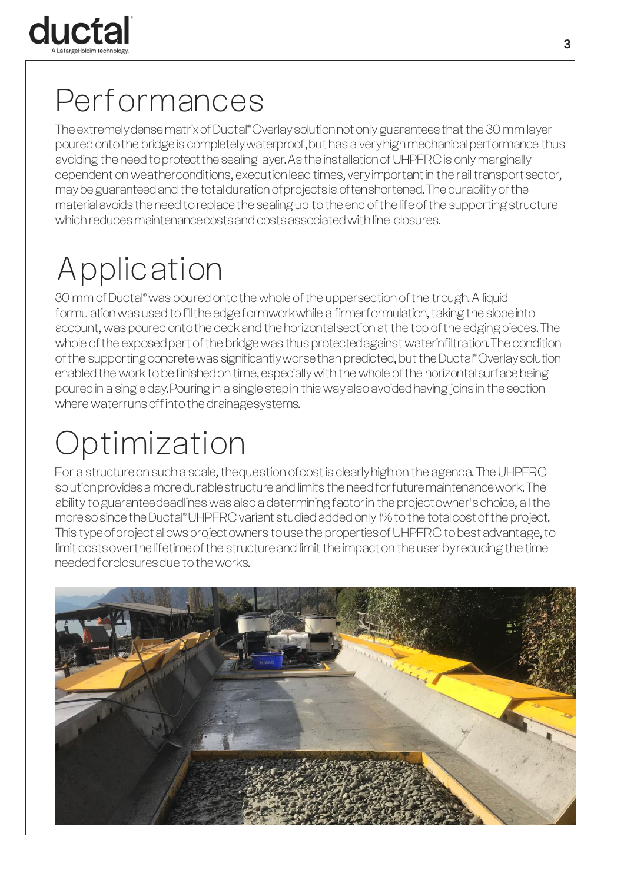# Performances

The extremely dense matrix of Ductal® Overlay solution not only guarantees that the 30 mm layer poured onto the bridge is completely waterproof, but has a very high mechanical performance thus avoiding the need to protect the sealing layer. As the installation of UHPFRC is only marginally dependent on weather conditions, execution lead times, very important in the rail transport sector, may be guaranteed and the total duration of projects is often shortened. The durability of the material avoids the need to replace the sealing up to the end of the life of the supporting structure which reduces maintenance costs and costs associated with line closures.

# Application

30 mm of Ductal® was poured onto the whole of the upper section of the trough. A liquid formulation was used to fill the edge formwork while a firmer formulation, taking the slope into account, was poured onto the deck and the horizontal section at the top of the edging pieces. The whole of the exposed part of the bridge was thus protected against water infiltration. The condition of the supporting concrete was significantly worse than predicted, but the Ductal® Overlay solution enabled the work to be finished on time, especially with the whole of the horizontal surface being poured in a single day. Pouring in a single step in this way also avoided having joins in the section where water runs off into the drainage systems.

# Optimization

For a structure on such a scale, the question of cost is clearly high on the agenda. The UHPFRC solution provides a more durable structure and limits the need for future maintenance work. The ability to guarantee deadlines was also a determining factor in the project owner's choice, all the more so since the Ductal® UHPFRC variant studied added only 1% to the total cost of the project. This type of project allows project owners to use the properties of UHPFRC to best advantage, to limit costs over the lifetime of the structure and limit the impact on the user by reducing the time needed for closures due to the works.